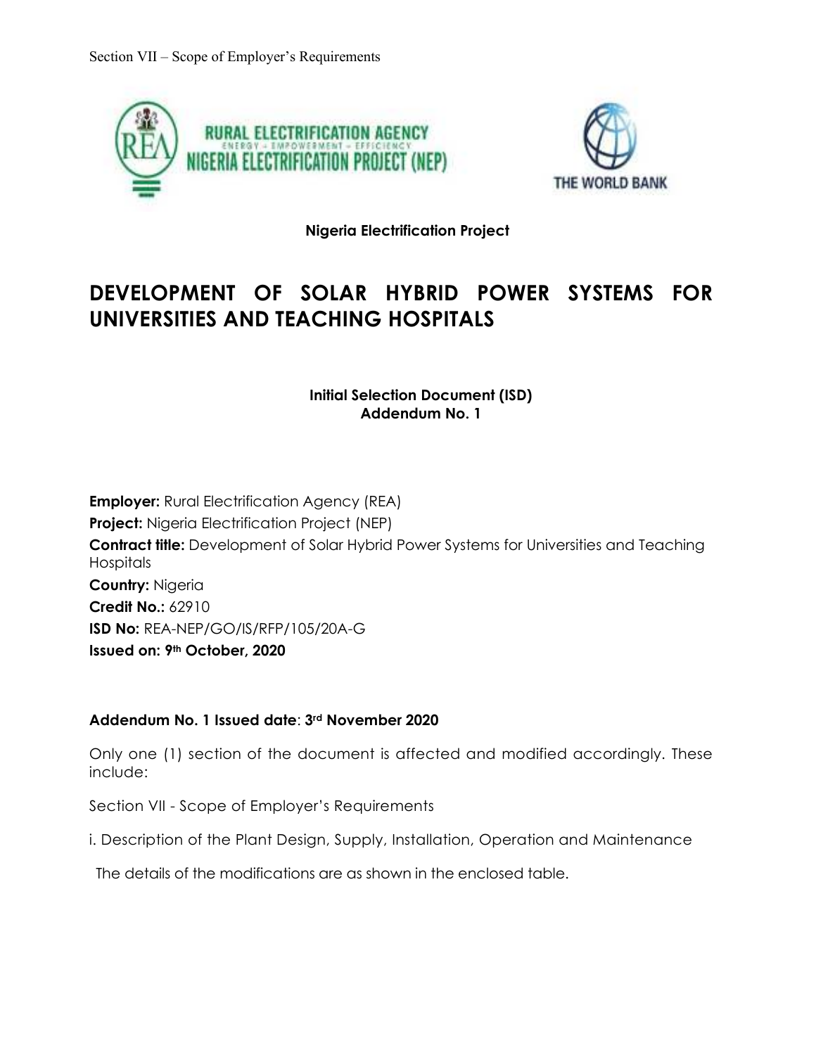Nigeria Electrification Project

# DEVELOPMENT OF SOLAR HYBRID POWER SYSTEMS FOR UNIVERSITIES AND TEACHING HOSPITALS

**Initial Selection Document (ISD)**
**Addendum No. 1**

**Employer:** Rural Electrification Agency (REA)
**Project:** Nigeria Electrification Project (NEP)
**Contract title:** Development of Solar Hybrid Power Systems for Universities and Teaching Hospitals
**Country:** Nigeria
**Credit No.:** 62910
**ISD No:** REA-NEP/GO/IS/RFP/105/20A-G
**Issued on: 9th October, 2020**

**Addendum No. 1 Issued date**: **3rd November 2020**

Only one (1) section of the document is affected and modified accordingly. These include:

Section VII - Scope of Employer's Requirements

i. Description of the Plant Design, Supply, Installation, Operation and Maintenance

The details of the modifications are as shown in the enclosed table.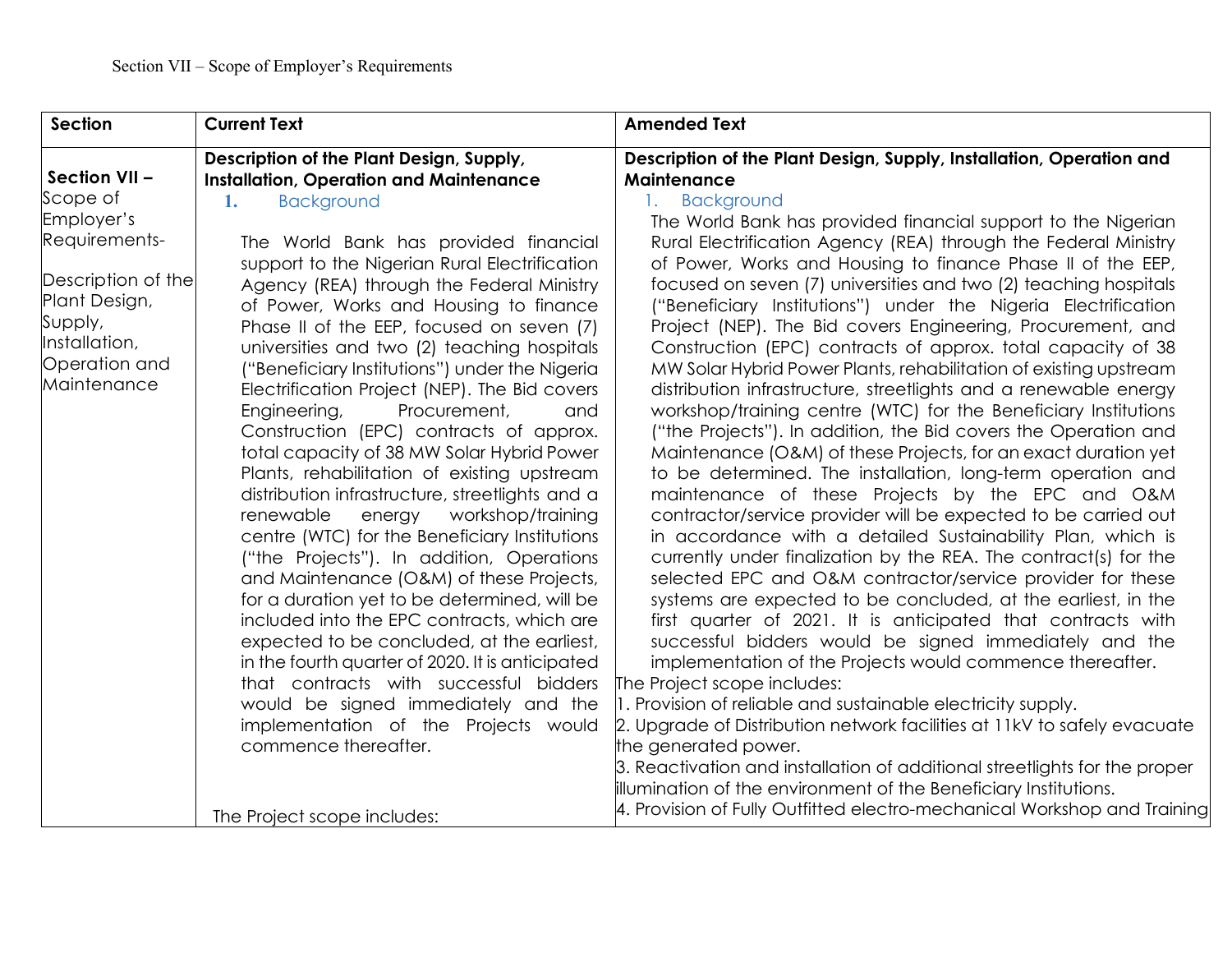| Section | Current Text | Amended Text |
|---|---|---|
| **Section VII –** Scope of Employer's Requirements- Description of the Plant Design, Supply, Installation, Operation and Maintenance | **Description of the Plant Design, Supply, Installation, Operation and Maintenance** 1. Background The World Bank has provided financial support to the Nigerian Rural Electrification Agency (REA) through the Federal Ministry of Power, Works and Housing to finance Phase II of the EEP, focused on seven (7) universities and two (2) teaching hospitals ("Beneficiary Institutions") under the Nigeria Electrification Project (NEP). The Bid covers Engineering, Procurement, and Construction (EPC) contracts of approx. total capacity of 38 MW Solar Hybrid Power Plants, rehabilitation of existing upstream distribution infrastructure, streetlights and a renewable energy workshop/training centre (WTC) for the Beneficiary Institutions ("the Projects"). In addition, Operations and Maintenance (O&M) of these Projects, for a duration yet to be determined, will be included into the EPC contracts, which are expected to be concluded, at the earliest, in the fourth quarter of 2020. It is anticipated that contracts with successful bidders would be signed immediately and the implementation of the Projects would commence thereafter. The Project scope includes: | **Description of the Plant Design, Supply, Installation, Operation and Maintenance** 1. Background The World Bank has provided financial support to the Nigerian Rural Electrification Agency (REA) through the Federal Ministry of Power, Works and Housing to finance Phase II of the EEP, focused on seven (7) universities and two (2) teaching hospitals ("Beneficiary Institutions") under the Nigeria Electrification Project (NEP). The Bid covers Engineering, Procurement, and Construction (EPC) contracts of approx. total capacity of 38 MW Solar Hybrid Power Plants, rehabilitation of existing upstream distribution infrastructure, streetlights and a renewable energy workshop/training centre (WTC) for the Beneficiary Institutions ("the Projects"). In addition, the Bid covers the Operation and Maintenance (O&M) of these Projects, for an exact duration yet to be determined. The installation, long-term operation and maintenance of these Projects by the EPC and O&M contractor/service provider will be expected to be carried out in accordance with a detailed Sustainability Plan, which is currently under finalization by the REA. The contract(s) for the selected EPC and O&M contractor/service provider for these systems are expected to be concluded, at the earliest, in the first quarter of 2021. It is anticipated that contracts with successful bidders would be signed immediately and the implementation of the Projects would commence thereafter. The Project scope includes: 1. Provision of reliable and sustainable electricity supply. 2. Upgrade of Distribution network facilities at 11kV to safely evacuate the generated power. 3. Reactivation and installation of additional streetlights for the proper illumination of the environment of the Beneficiary Institutions. 4. Provision of Fully Outfitted electro-mechanical Workshop and Training |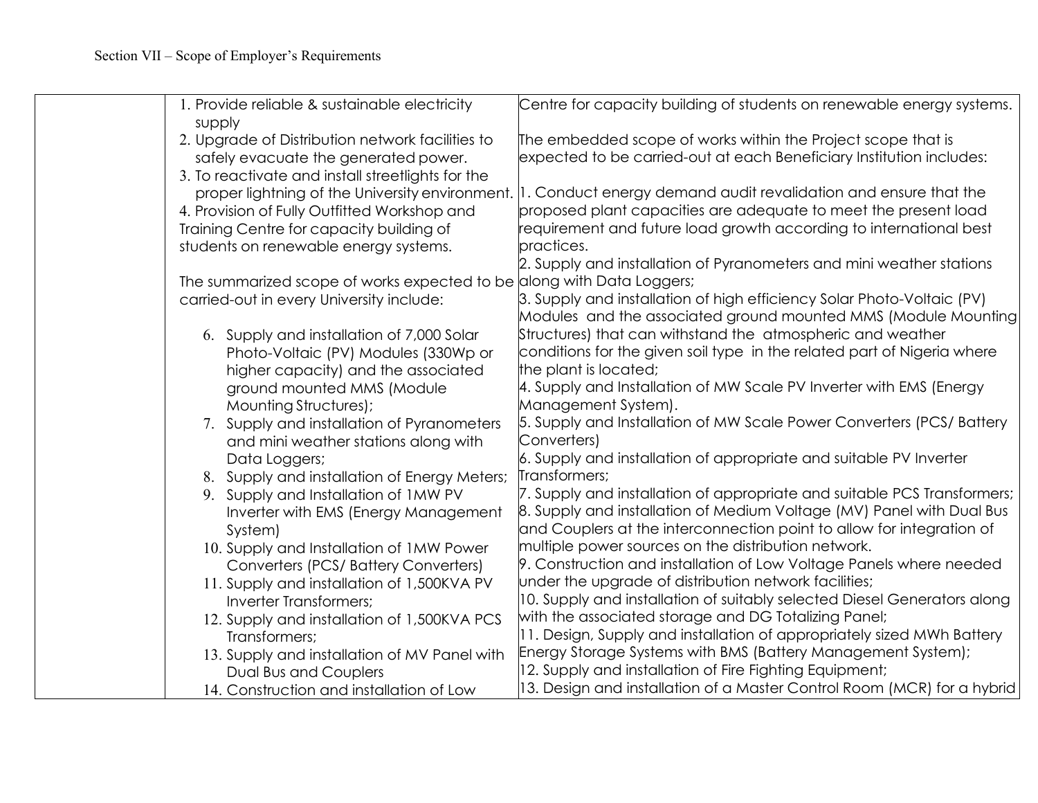| | | |
|---|---|---|
| | 1. Provide reliable & sustainable electricity supply<br>2. Upgrade of Distribution network facilities to safely evacuate the generated power.<br>3. To reactivate and install streetlights for the proper lightning of the University environment.<br>4. Provision of Fully Outfitted Workshop and Training Centre for capacity building of students on renewable energy systems.<br><br>The summarized scope of works expected to be carried-out in every University include:<br><br>6. Supply and installation of 7,000 Solar Photo-Voltaic (PV) Modules (330Wp or higher capacity) and the associated ground mounted MMS (Module Mounting Structures);<br>7. Supply and installation of Pyranometers and mini weather stations along with Data Loggers;<br>8. Supply and installation of Energy Meters;<br>9. Supply and Installation of 1MW PV Inverter with EMS (Energy Management System)<br>10. Supply and Installation of 1MW Power Converters (PCS/ Battery Converters)<br>11. Supply and installation of 1,500KVA PV Inverter Transformers;<br>12. Supply and installation of 1,500KVA PCS Transformers;<br>13. Supply and installation of MV Panel with Dual Bus and Couplers<br>14. Construction and installation of Low | Centre for capacity building of students on renewable energy systems.<br><br>The embedded scope of works within the Project scope that is expected to be carried-out at each Beneficiary Institution includes:<br><br>1. Conduct energy demand audit revalidation and ensure that the proposed plant capacities are adequate to meet the present load requirement and future load growth according to international best practices.<br>2. Supply and installation of Pyranometers and mini weather stations along with Data Loggers;<br>3. Supply and installation of high efficiency Solar Photo-Voltaic (PV) Modules and the associated ground mounted MMS (Module Mounting Structures) that can withstand the atmospheric and weather conditions for the given soil type in the related part of Nigeria where the plant is located;<br>4. Supply and Installation of MW Scale PV Inverter with EMS (Energy Management System).<br>5. Supply and Installation of MW Scale Power Converters (PCS/ Battery Converters)<br>6. Supply and installation of appropriate and suitable PV Inverter Transformers;<br>7. Supply and installation of appropriate and suitable PCS Transformers;<br>8. Supply and installation of Medium Voltage (MV) Panel with Dual Bus and Couplers at the interconnection point to allow for integration of multiple power sources on the distribution network.<br>9. Construction and installation of Low Voltage Panels where needed under the upgrade of distribution network facilities;<br>10. Supply and installation of suitably selected Diesel Generators along with the associated storage and DG Totalizing Panel;<br>11. Design, Supply and installation of appropriately sized MWh Battery Energy Storage Systems with BMS (Battery Management System);<br>12. Supply and installation of Fire Fighting Equipment;<br>13. Design and installation of a Master Control Room (MCR) for a hybrid |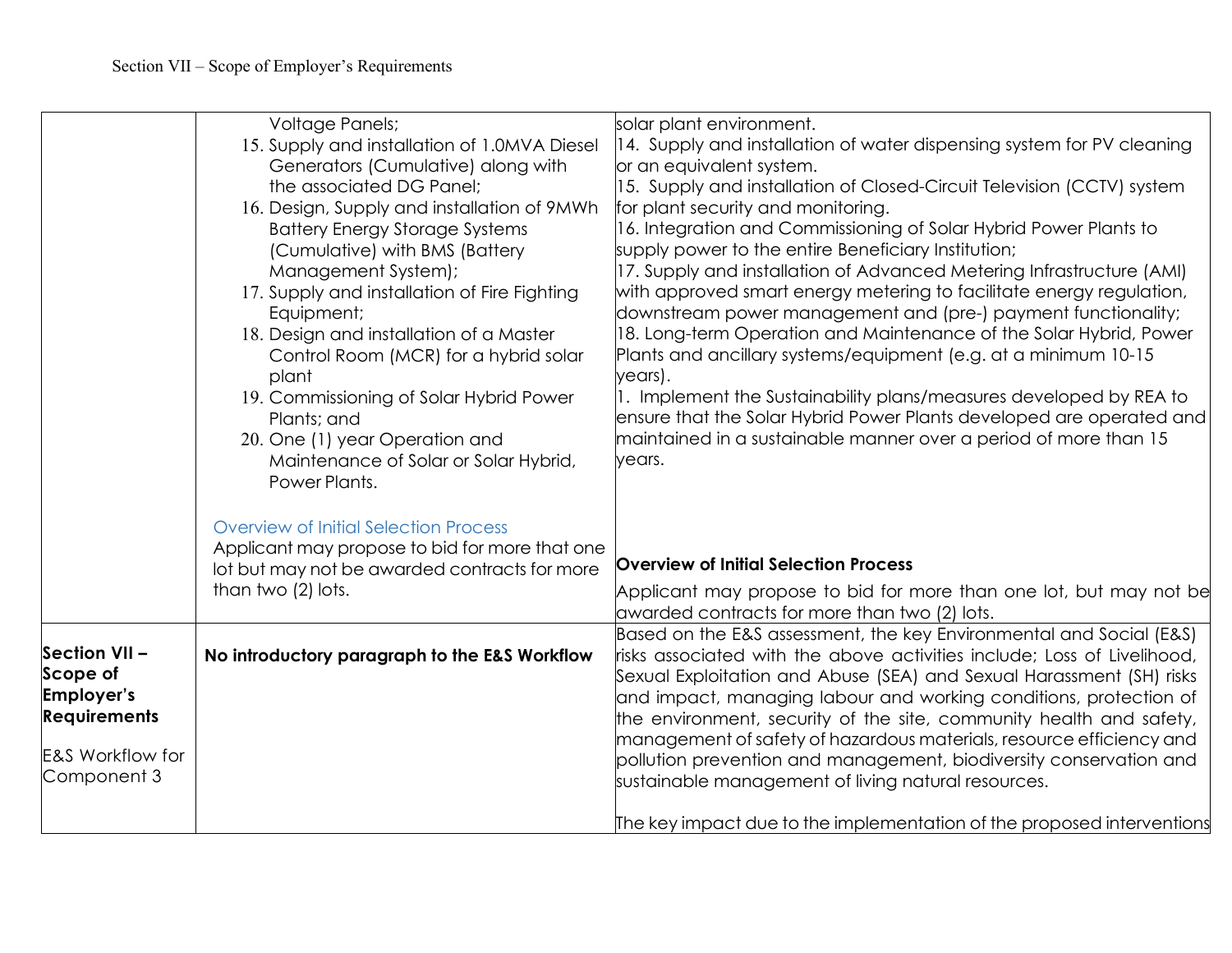| | | |
|---|---|---|
| | Voltage Panels;<br>15. Supply and installation of 1.0MVA Diesel Generators (Cumulative) along with the associated DG Panel;<br>16. Design, Supply and installation of 9MWh Battery Energy Storage Systems (Cumulative) with BMS (Battery Management System);<br>17. Supply and installation of Fire Fighting Equipment;<br>18. Design and installation of a Master Control Room (MCR) for a hybrid solar plant<br>19. Commissioning of Solar Hybrid Power Plants; and<br>20. One (1) year Operation and Maintenance of Solar or Solar Hybrid, Power Plants.<br><br>Overview of Initial Selection Process<br>Applicant may propose to bid for more that one lot but may not be awarded contracts for more than two (2) lots. | solar plant environment.<br>14. Supply and installation of water dispensing system for PV cleaning or an equivalent system.<br>15. Supply and installation of Closed-Circuit Television (CCTV) system for plant security and monitoring.<br>16. Integration and Commissioning of Solar Hybrid Power Plants to supply power to the entire Beneficiary Institution;<br>17. Supply and installation of Advanced Metering Infrastructure (AMI) with approved smart energy metering to facilitate energy regulation, downstream power management and (pre-) payment functionality;<br>18. Long-term Operation and Maintenance of the Solar Hybrid, Power Plants and ancillary systems/equipment (e.g. at a minimum 10-15 years).<br>1. Implement the Sustainability plans/measures developed by REA to ensure that the Solar Hybrid Power Plants developed are operated and maintained in a sustainable manner over a period of more than 15 years.<br><br>**Overview of Initial Selection Process**<br>Applicant may propose to bid for more than one lot, but may not be awarded contracts for more than two (2) lots. |
| **Section VII – Scope of Employer's Requirements**<br><br>E&S Workflow for Component 3 | **No introductory paragraph to the E&S Workflow** | Based on the E&S assessment, the key Environmental and Social (E&S) risks associated with the above activities include; Loss of Livelihood, Sexual Exploitation and Abuse (SEA) and Sexual Harassment (SH) risks and impact, managing labour and working conditions, protection of the environment, security of the site, community health and safety, management of safety of hazardous materials, resource efficiency and pollution prevention and management, biodiversity conservation and sustainable management of living natural resources.<br><br>The key impact due to the implementation of the proposed interventions |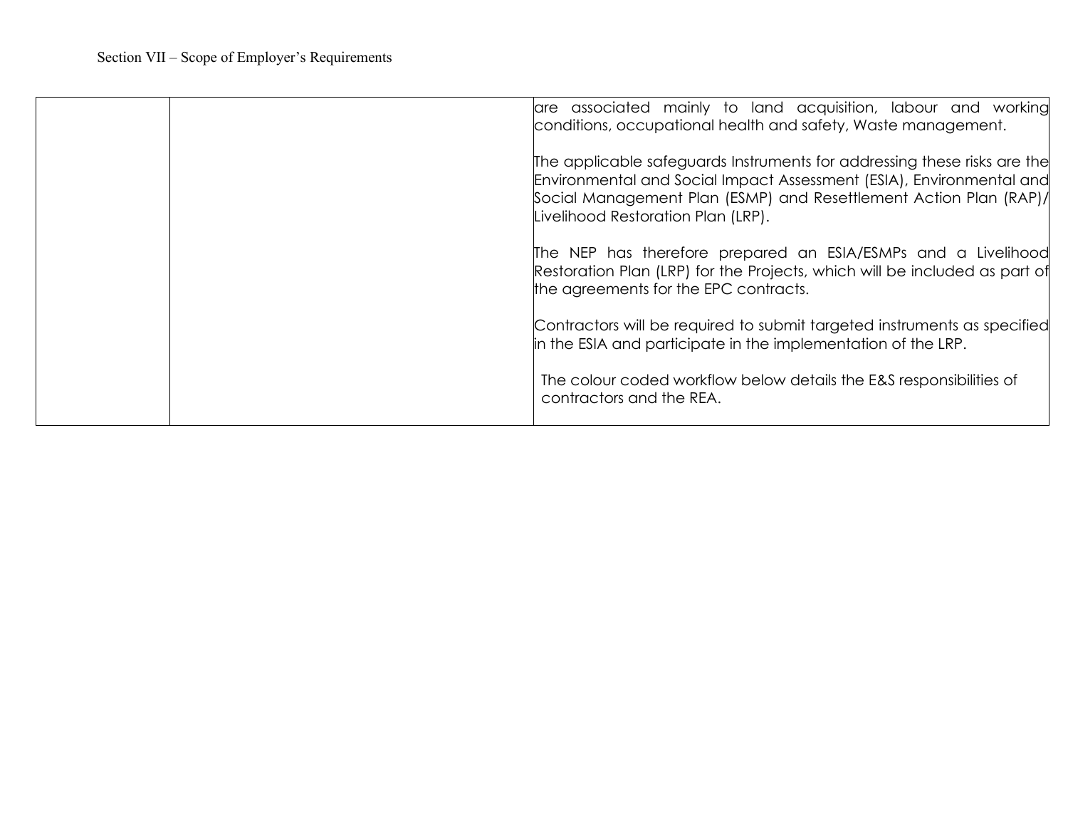| | | |
|---|---|---|
| | | are associated mainly to land acquisition, labour and working conditions, occupational health and safety, Waste management.<br><br>The applicable safeguards Instruments for addressing these risks are the Environmental and Social Impact Assessment (ESIA), Environmental and Social Management Plan (ESMP) and Resettlement Action Plan (RAP)/ Livelihood Restoration Plan (LRP).<br><br>The NEP has therefore prepared an ESIA/ESMPs and a Livelihood Restoration Plan (LRP) for the Projects, which will be included as part of the agreements for the EPC contracts.<br><br>Contractors will be required to submit targeted instruments as specified in the ESIA and participate in the implementation of the LRP.<br><br>The colour coded workflow below details the E&S responsibilities of contractors and the REA. |